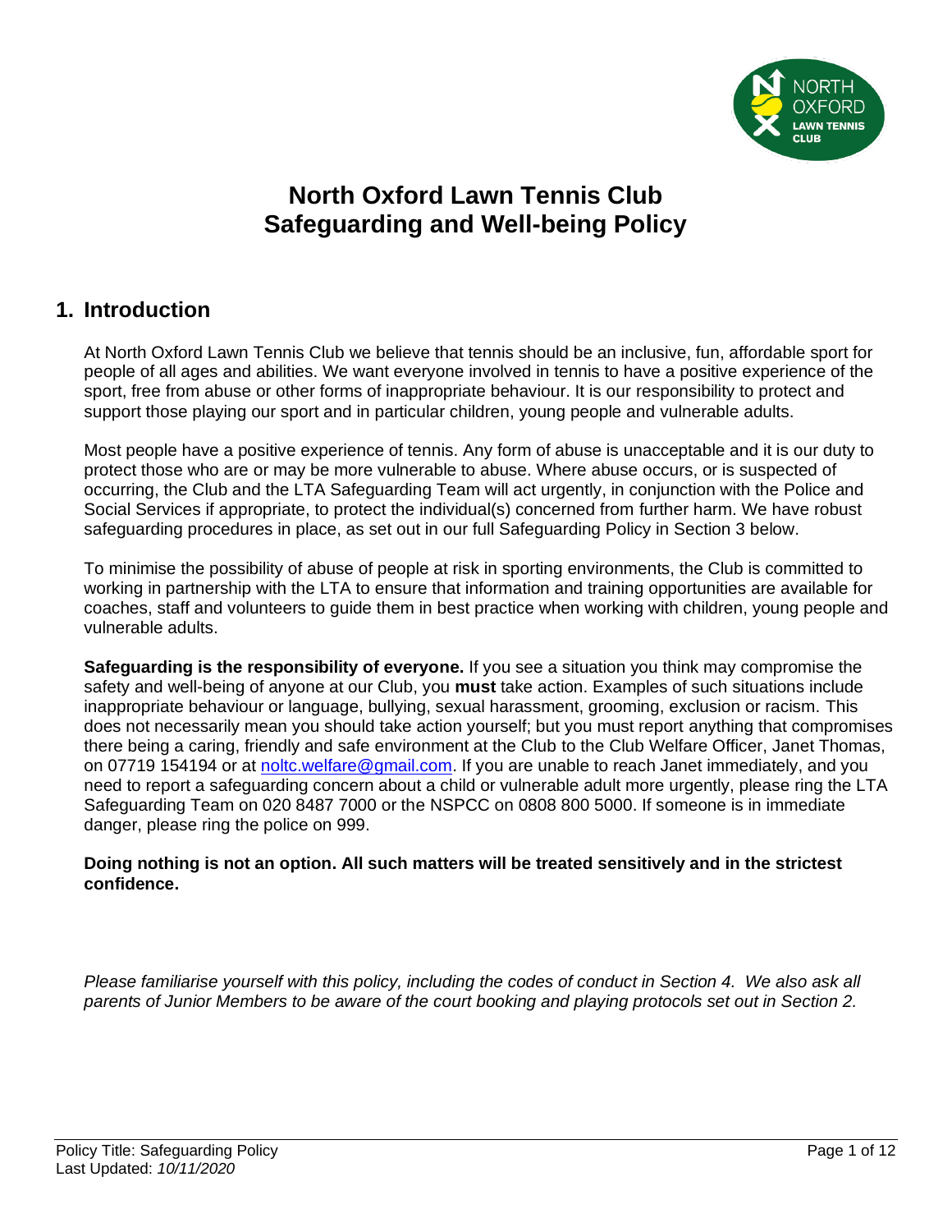# North Oxford Lawn Tennis Club
# Safeguarding and Well-being Policy

## 1. Introduction

At North Oxford Lawn Tennis Club we believe that tennis should be an inclusive, fun, affordable sport for people of all ages and abilities. We want everyone involved in tennis to have a positive experience of the sport, free from abuse or other forms of inappropriate behaviour. It is our responsibility to protect and support those playing our sport and in particular children, young people and vulnerable adults.

Most people have a positive experience of tennis. Any form of abuse is unacceptable and it is our duty to protect those who are or may be more vulnerable to abuse. Where abuse occurs, or is suspected of occurring, the Club and the LTA Safeguarding Team will act urgently, in conjunction with the Police and Social Services if appropriate, to protect the individual(s) concerned from further harm. We have robust safeguarding procedures in place, as set out in our full Safeguarding Policy in Section 3 below.

To minimise the possibility of abuse of people at risk in sporting environments, the Club is committed to working in partnership with the LTA to ensure that information and training opportunities are available for coaches, staff and volunteers to guide them in best practice when working with children, young people and vulnerable adults.

**Safeguarding is the responsibility of everyone.** If you see a situation you think may compromise the safety and well-being of anyone at our Club, you **must** take action. Examples of such situations include inappropriate behaviour or language, bullying, sexual harassment, grooming, exclusion or racism. This does not necessarily mean you should take action yourself; but you must report anything that compromises there being a caring, friendly and safe environment at the Club to the Club Welfare Officer, Janet Thomas, on 07719 154194 or at noltc.welfare@gmail.com. If you are unable to reach Janet immediately, and you need to report a safeguarding concern about a child or vulnerable adult more urgently, please ring the LTA Safeguarding Team on 020 8487 7000 or the NSPCC on 0808 800 5000. If someone is in immediate danger, please ring the police on 999.

**Doing nothing is not an option. All such matters will be treated sensitively and in the strictest confidence.**

*Please familiarise yourself with this policy, including the codes of conduct in Section 4. We also ask all parents of Junior Members to be aware of the court booking and playing protocols set out in Section 2.*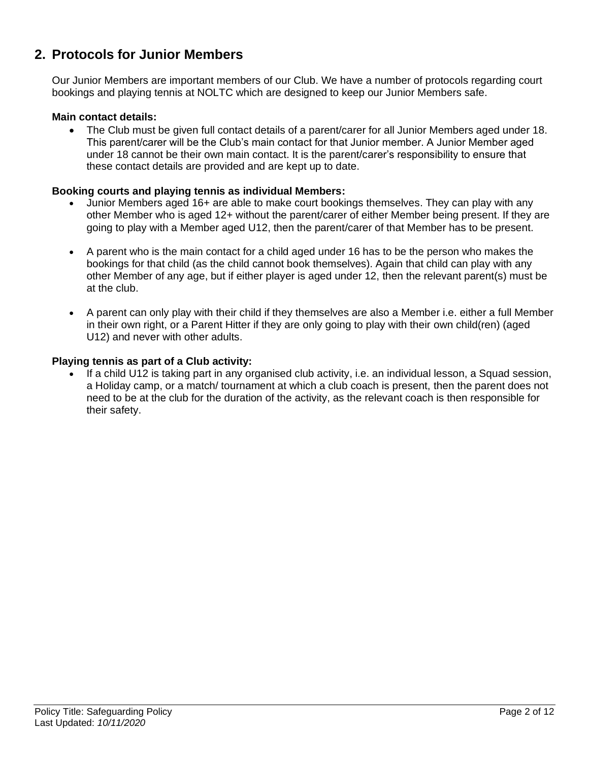## 2. Protocols for Junior Members

Our Junior Members are important members of our Club. We have a number of protocols regarding court bookings and playing tennis at NOLTC which are designed to keep our Junior Members safe.

**Main contact details:**

- The Club must be given full contact details of a parent/carer for all Junior Members aged under 18. This parent/carer will be the Club's main contact for that Junior member. A Junior Member aged under 18 cannot be their own main contact. It is the parent/carer's responsibility to ensure that these contact details are provided and are kept up to date.

**Booking courts and playing tennis as individual Members:**

- Junior Members aged 16+ are able to make court bookings themselves. They can play with any other Member who is aged 12+ without the parent/carer of either Member being present. If they are going to play with a Member aged U12, then the parent/carer of that Member has to be present.

- A parent who is the main contact for a child aged under 16 has to be the person who makes the bookings for that child (as the child cannot book themselves). Again that child can play with any other Member of any age, but if either player is aged under 12, then the relevant parent(s) must be at the club.

- A parent can only play with their child if they themselves are also a Member i.e. either a full Member in their own right, or a Parent Hitter if they are only going to play with their own child(ren) (aged U12) and never with other adults.

**Playing tennis as part of a Club activity:**

- If a child U12 is taking part in any organised club activity, i.e. an individual lesson, a Squad session, a Holiday camp, or a match/ tournament at which a club coach is present, then the parent does not need to be at the club for the duration of the activity, as the relevant coach is then responsible for their safety.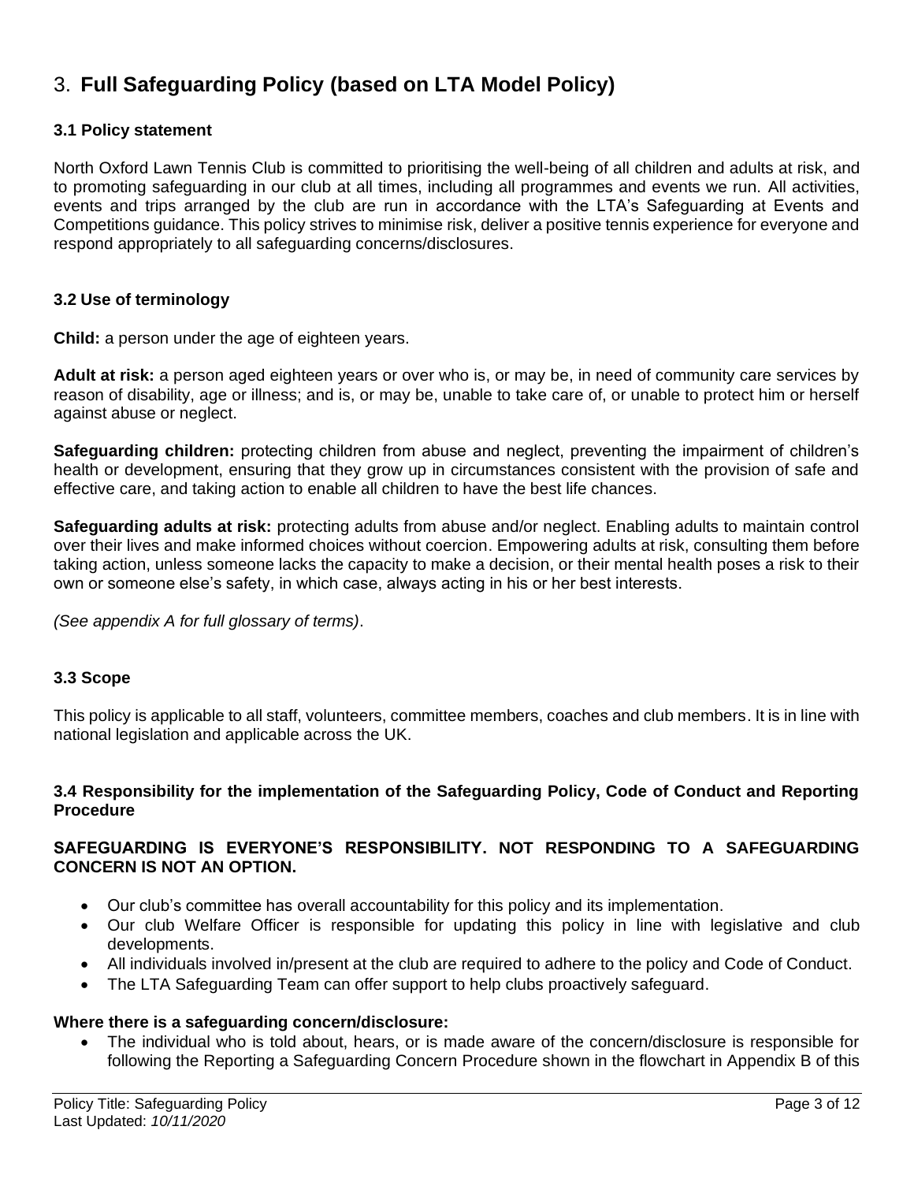# 3. **Full Safeguarding Policy (based on LTA Model Policy)**

### 3.1 Policy statement

North Oxford Lawn Tennis Club is committed to prioritising the well-being of all children and adults at risk, and to promoting safeguarding in our club at all times, including all programmes and events we run. All activities, events and trips arranged by the club are run in accordance with the LTA's Safeguarding at Events and Competitions guidance. This policy strives to minimise risk, deliver a positive tennis experience for everyone and respond appropriately to all safeguarding concerns/disclosures.

### 3.2 Use of terminology

**Child:** a person under the age of eighteen years.

**Adult at risk:** a person aged eighteen years or over who is, or may be, in need of community care services by reason of disability, age or illness; and is, or may be, unable to take care of, or unable to protect him or herself against abuse or neglect.

**Safeguarding children:** protecting children from abuse and neglect, preventing the impairment of children's health or development, ensuring that they grow up in circumstances consistent with the provision of safe and effective care, and taking action to enable all children to have the best life chances.

**Safeguarding adults at risk:** protecting adults from abuse and/or neglect. Enabling adults to maintain control over their lives and make informed choices without coercion. Empowering adults at risk, consulting them before taking action, unless someone lacks the capacity to make a decision, or their mental health poses a risk to their own or someone else's safety, in which case, always acting in his or her best interests.

*(See appendix A for full glossary of terms)*.

### 3.3 Scope

This policy is applicable to all staff, volunteers, committee members, coaches and club members. It is in line with national legislation and applicable across the UK.

### 3.4 Responsibility for the implementation of the Safeguarding Policy, Code of Conduct and Reporting Procedure

**SAFEGUARDING IS EVERYONE'S RESPONSIBILITY. NOT RESPONDING TO A SAFEGUARDING CONCERN IS NOT AN OPTION.**

- Our club's committee has overall accountability for this policy and its implementation.
- Our club Welfare Officer is responsible for updating this policy in line with legislative and club developments.
- All individuals involved in/present at the club are required to adhere to the policy and Code of Conduct.
- The LTA Safeguarding Team can offer support to help clubs proactively safeguard.

**Where there is a safeguarding concern/disclosure:**

- The individual who is told about, hears, or is made aware of the concern/disclosure is responsible for following the Reporting a Safeguarding Concern Procedure shown in the flowchart in Appendix B of this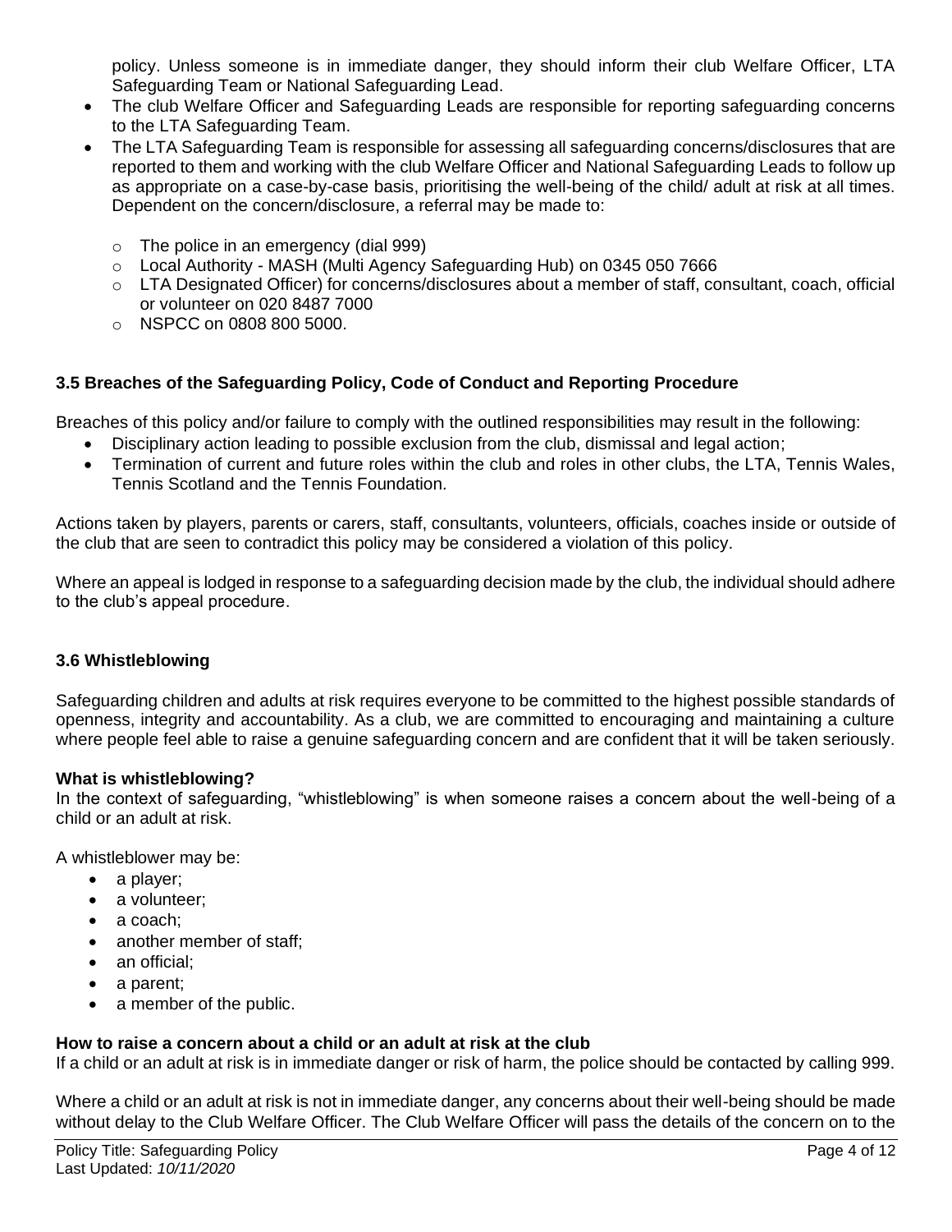policy. Unless someone is in immediate danger, they should inform their club Welfare Officer, LTA Safeguarding Team or National Safeguarding Lead.

- The club Welfare Officer and Safeguarding Leads are responsible for reporting safeguarding concerns to the LTA Safeguarding Team.
- The LTA Safeguarding Team is responsible for assessing all safeguarding concerns/disclosures that are reported to them and working with the club Welfare Officer and National Safeguarding Leads to follow up as appropriate on a case-by-case basis, prioritising the well-being of the child/ adult at risk at all times. Dependent on the concern/disclosure, a referral may be made to:
  - The police in an emergency (dial 999)
  - Local Authority - MASH (Multi Agency Safeguarding Hub) on 0345 050 7666
  - LTA Designated Officer) for concerns/disclosures about a member of staff, consultant, coach, official or volunteer on 020 8487 7000
  - NSPCC on 0808 800 5000.

### 3.5 Breaches of the Safeguarding Policy, Code of Conduct and Reporting Procedure

Breaches of this policy and/or failure to comply with the outlined responsibilities may result in the following:

- Disciplinary action leading to possible exclusion from the club, dismissal and legal action;
- Termination of current and future roles within the club and roles in other clubs, the LTA, Tennis Wales, Tennis Scotland and the Tennis Foundation.

Actions taken by players, parents or carers, staff, consultants, volunteers, officials, coaches inside or outside of the club that are seen to contradict this policy may be considered a violation of this policy.

Where an appeal is lodged in response to a safeguarding decision made by the club, the individual should adhere to the club's appeal procedure.

### 3.6 Whistleblowing

Safeguarding children and adults at risk requires everyone to be committed to the highest possible standards of openness, integrity and accountability. As a club, we are committed to encouraging and maintaining a culture where people feel able to raise a genuine safeguarding concern and are confident that it will be taken seriously.

**What is whistleblowing?**
In the context of safeguarding, "whistleblowing" is when someone raises a concern about the well-being of a child or an adult at risk.

A whistleblower may be:

- a player;
- a volunteer;
- a coach;
- another member of staff;
- an official;
- a parent;
- a member of the public.

**How to raise a concern about a child or an adult at risk at the club**
If a child or an adult at risk is in immediate danger or risk of harm, the police should be contacted by calling 999.

Where a child or an adult at risk is not in immediate danger, any concerns about their well-being should be made without delay to the Club Welfare Officer. The Club Welfare Officer will pass the details of the concern on to the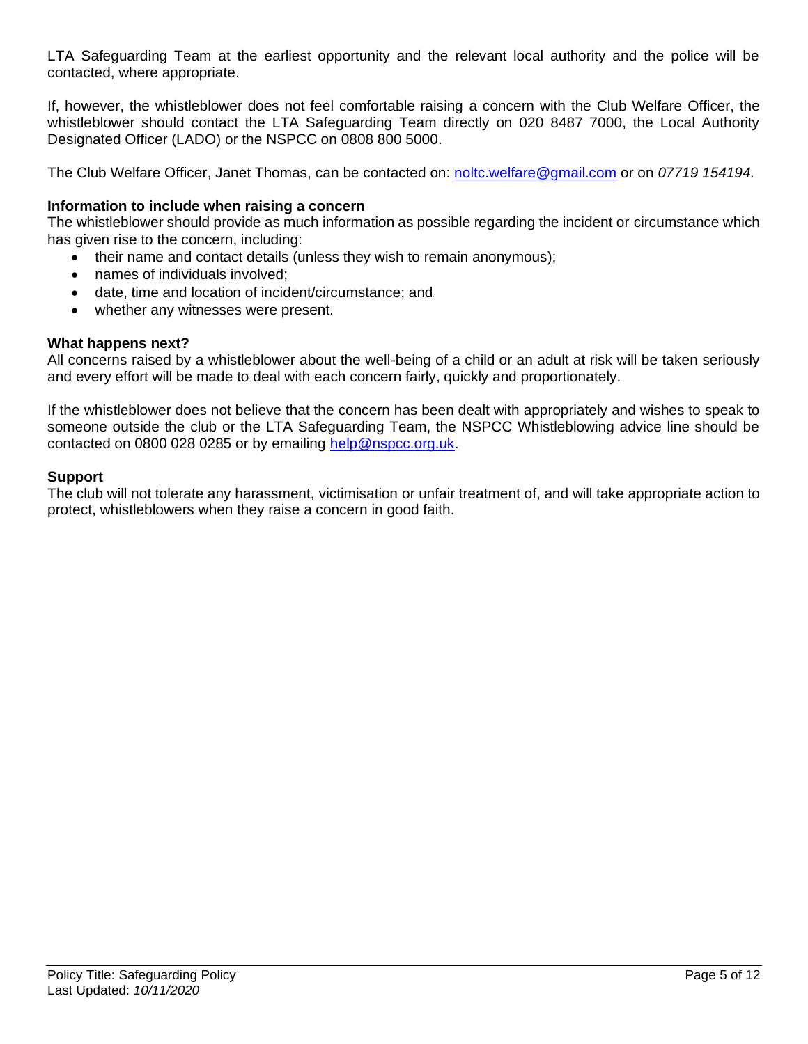LTA Safeguarding Team at the earliest opportunity and the relevant local authority and the police will be contacted, where appropriate.

If, however, the whistleblower does not feel comfortable raising a concern with the Club Welfare Officer, the whistleblower should contact the LTA Safeguarding Team directly on 020 8487 7000, the Local Authority Designated Officer (LADO) or the NSPCC on 0808 800 5000.

The Club Welfare Officer, Janet Thomas, can be contacted on: noltc.welfare@gmail.com or on *07719 154194.*

**Information to include when raising a concern**

The whistleblower should provide as much information as possible regarding the incident or circumstance which has given rise to the concern, including:

- their name and contact details (unless they wish to remain anonymous);
- names of individuals involved;
- date, time and location of incident/circumstance; and
- whether any witnesses were present.

**What happens next?**

All concerns raised by a whistleblower about the well-being of a child or an adult at risk will be taken seriously and every effort will be made to deal with each concern fairly, quickly and proportionately.

If the whistleblower does not believe that the concern has been dealt with appropriately and wishes to speak to someone outside the club or the LTA Safeguarding Team, the NSPCC Whistleblowing advice line should be contacted on 0800 028 0285 or by emailing help@nspcc.org.uk.

**Support**

The club will not tolerate any harassment, victimisation or unfair treatment of, and will take appropriate action to protect, whistleblowers when they raise a concern in good faith.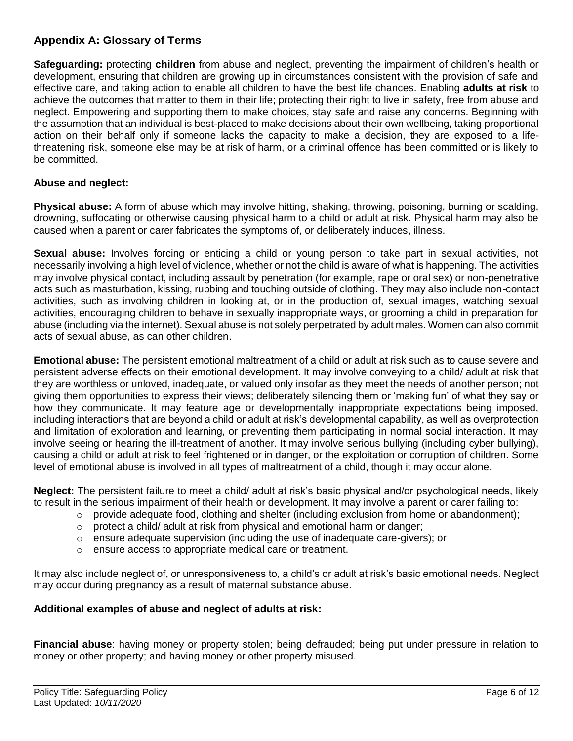## Appendix A: Glossary of Terms

**Safeguarding:** protecting **children** from abuse and neglect, preventing the impairment of children's health or development, ensuring that children are growing up in circumstances consistent with the provision of safe and effective care, and taking action to enable all children to have the best life chances. Enabling **adults at risk** to achieve the outcomes that matter to them in their life; protecting their right to live in safety, free from abuse and neglect. Empowering and supporting them to make choices, stay safe and raise any concerns. Beginning with the assumption that an individual is best-placed to make decisions about their own wellbeing, taking proportional action on their behalf only if someone lacks the capacity to make a decision, they are exposed to a life-threatening risk, someone else may be at risk of harm, or a criminal offence has been committed or is likely to be committed.

### Abuse and neglect:

**Physical abuse:** A form of abuse which may involve hitting, shaking, throwing, poisoning, burning or scalding, drowning, suffocating or otherwise causing physical harm to a child or adult at risk. Physical harm may also be caused when a parent or carer fabricates the symptoms of, or deliberately induces, illness.

**Sexual abuse:** Involves forcing or enticing a child or young person to take part in sexual activities, not necessarily involving a high level of violence, whether or not the child is aware of what is happening. The activities may involve physical contact, including assault by penetration (for example, rape or oral sex) or non-penetrative acts such as masturbation, kissing, rubbing and touching outside of clothing. They may also include non-contact activities, such as involving children in looking at, or in the production of, sexual images, watching sexual activities, encouraging children to behave in sexually inappropriate ways, or grooming a child in preparation for abuse (including via the internet). Sexual abuse is not solely perpetrated by adult males. Women can also commit acts of sexual abuse, as can other children.

**Emotional abuse:** The persistent emotional maltreatment of a child or adult at risk such as to cause severe and persistent adverse effects on their emotional development. It may involve conveying to a child/ adult at risk that they are worthless or unloved, inadequate, or valued only insofar as they meet the needs of another person; not giving them opportunities to express their views; deliberately silencing them or 'making fun' of what they say or how they communicate. It may feature age or developmentally inappropriate expectations being imposed, including interactions that are beyond a child or adult at risk's developmental capability, as well as overprotection and limitation of exploration and learning, or preventing them participating in normal social interaction. It may involve seeing or hearing the ill-treatment of another. It may involve serious bullying (including cyber bullying), causing a child or adult at risk to feel frightened or in danger, or the exploitation or corruption of children. Some level of emotional abuse is involved in all types of maltreatment of a child, though it may occur alone.

**Neglect:** The persistent failure to meet a child/ adult at risk's basic physical and/or psychological needs, likely to result in the serious impairment of their health or development. It may involve a parent or carer failing to:

- provide adequate food, clothing and shelter (including exclusion from home or abandonment);
- protect a child/ adult at risk from physical and emotional harm or danger;
- ensure adequate supervision (including the use of inadequate care-givers); or
- ensure access to appropriate medical care or treatment.

It may also include neglect of, or unresponsiveness to, a child's or adult at risk's basic emotional needs. Neglect may occur during pregnancy as a result of maternal substance abuse.

### Additional examples of abuse and neglect of adults at risk:

**Financial abuse**: having money or property stolen; being defrauded; being put under pressure in relation to money or other property; and having money or other property misused.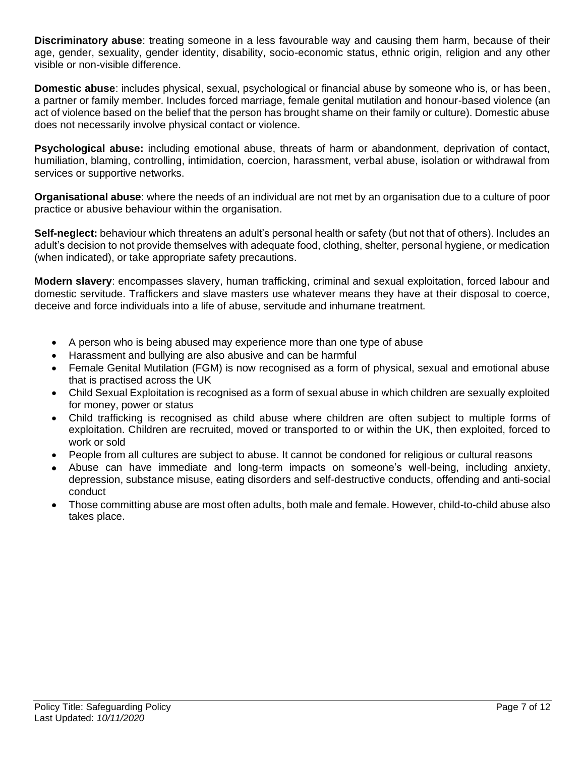**Discriminatory abuse**: treating someone in a less favourable way and causing them harm, because of their age, gender, sexuality, gender identity, disability, socio-economic status, ethnic origin, religion and any other visible or non-visible difference.

**Domestic abuse**: includes physical, sexual, psychological or financial abuse by someone who is, or has been, a partner or family member. Includes forced marriage, female genital mutilation and honour-based violence (an act of violence based on the belief that the person has brought shame on their family or culture). Domestic abuse does not necessarily involve physical contact or violence.

**Psychological abuse:** including emotional abuse, threats of harm or abandonment, deprivation of contact, humiliation, blaming, controlling, intimidation, coercion, harassment, verbal abuse, isolation or withdrawal from services or supportive networks.

**Organisational abuse**: where the needs of an individual are not met by an organisation due to a culture of poor practice or abusive behaviour within the organisation.

**Self-neglect:** behaviour which threatens an adult's personal health or safety (but not that of others). Includes an adult's decision to not provide themselves with adequate food, clothing, shelter, personal hygiene, or medication (when indicated), or take appropriate safety precautions.

**Modern slavery**: encompasses slavery, human trafficking, criminal and sexual exploitation, forced labour and domestic servitude. Traffickers and slave masters use whatever means they have at their disposal to coerce, deceive and force individuals into a life of abuse, servitude and inhumane treatment.

- A person who is being abused may experience more than one type of abuse
- Harassment and bullying are also abusive and can be harmful
- Female Genital Mutilation (FGM) is now recognised as a form of physical, sexual and emotional abuse that is practised across the UK
- Child Sexual Exploitation is recognised as a form of sexual abuse in which children are sexually exploited for money, power or status
- Child trafficking is recognised as child abuse where children are often subject to multiple forms of exploitation. Children are recruited, moved or transported to or within the UK, then exploited, forced to work or sold
- People from all cultures are subject to abuse. It cannot be condoned for religious or cultural reasons
- Abuse can have immediate and long-term impacts on someone's well-being, including anxiety, depression, substance misuse, eating disorders and self-destructive conducts, offending and anti-social conduct
- Those committing abuse are most often adults, both male and female. However, child-to-child abuse also takes place.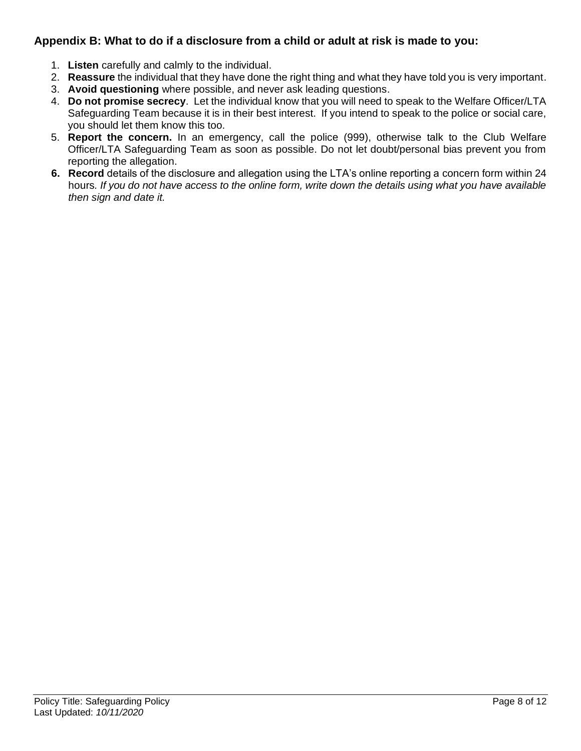## Appendix B: What to do if a disclosure from a child or adult at risk is made to you:

1. **Listen** carefully and calmly to the individual.
2. **Reassure** the individual that they have done the right thing and what they have told you is very important.
3. **Avoid questioning** where possible, and never ask leading questions.
4. **Do not promise secrecy**. Let the individual know that you will need to speak to the Welfare Officer/LTA Safeguarding Team because it is in their best interest. If you intend to speak to the police or social care, you should let them know this too.
5. **Report the concern.** In an emergency, call the police (999), otherwise talk to the Club Welfare Officer/LTA Safeguarding Team as soon as possible. Do not let doubt/personal bias prevent you from reporting the allegation.
6. **Record** details of the disclosure and allegation using the LTA's online reporting a concern form within 24 hours*. If you do not have access to the online form, write down the details using what you have available then sign and date it.*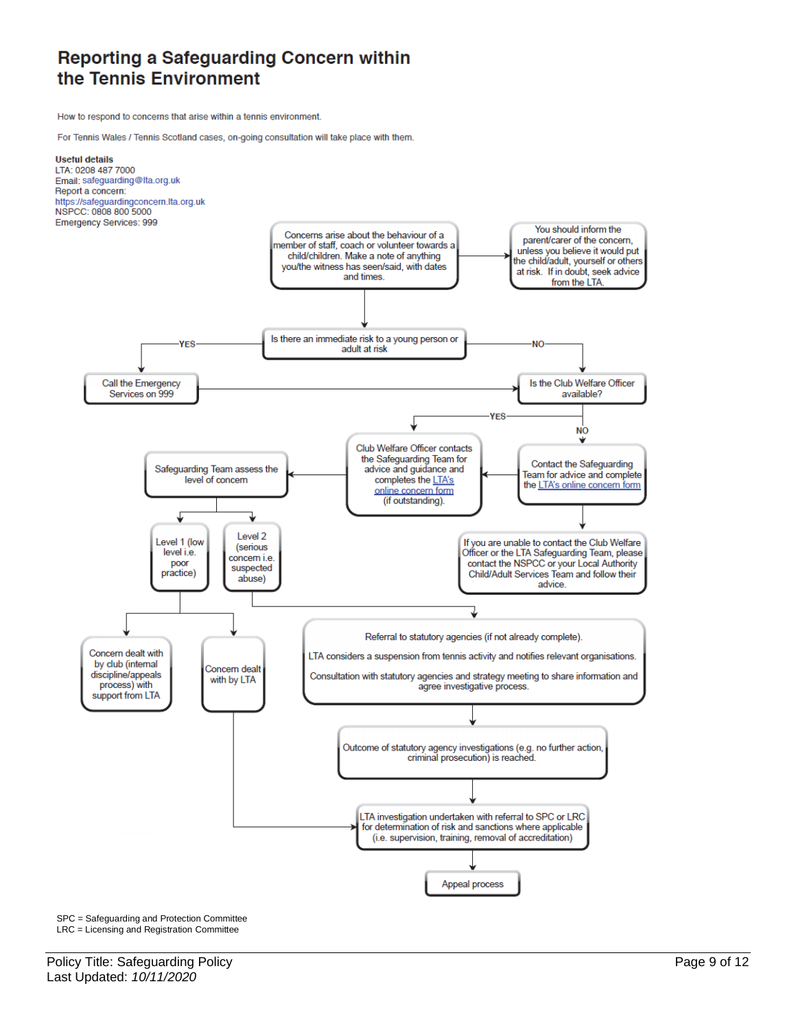# Reporting a Safeguarding Concern within the Tennis Environment

How to respond to concerns that arise within a tennis environment.

For Tennis Wales / Tennis Scotland cases, on-going consultation will take place with them.

**Useful details**
LTA: 0208 487 7000
Email: safeguarding@lta.org.uk
Report a concern:
https://safeguardingconcern.lta.org.uk
NSPCC: 0808 800 5000
Emergency Services: 999

Concerns arise about the behaviour of a member of staff, coach or volunteer towards a child/children. Make a note of anything you/the witness has seen/said, with dates and times.

You should inform the parent/carer of the concern, unless you believe it would put the child/adult, yourself or others at risk. If in doubt, seek advice from the LTA.

Is there an immediate risk to a young person or adult at risk

- YES → Call the Emergency Services on 999 → Is the Club Welfare Officer available?
- NO → Is the Club Welfare Officer available?

Is the Club Welfare Officer available?

- YES → Club Welfare Officer contacts the Safeguarding Team for advice and guidance and completes the LTA's online concern form (if outstanding).
- NO → Contact the Safeguarding Team for advice and complete the LTA's online concern form → Club Welfare Officer contacts the Safeguarding Team...
  - If you are unable to contact the Club Welfare Officer or the LTA Safeguarding Team, please contact the NSPCC or your Local Authority Child/Adult Services Team and follow their advice.

Safeguarding Team assess the level of concern

- Level 1 (low level i.e. poor practice)
  - Concern dealt with by club (internal discipline/appeals process) with support from LTA
  - Concern dealt with by LTA → LTA investigation undertaken with referral to SPC or LRC...
- Level 2 (serious concern i.e. suspected abuse)
  - Referral to statutory agencies (if not already complete).
    LTA considers a suspension from tennis activity and notifies relevant organisations.
    Consultation with statutory agencies and strategy meeting to share information and agree investigative process.
  - Outcome of statutory agency investigations (e.g. no further action, criminal prosecution) is reached.
  - LTA investigation undertaken with referral to SPC or LRC for determination of risk and sanctions where applicable (i.e. supervision, training, removal of accreditation)
  - Appeal process

SPC = Safeguarding and Protection Committee
LRC = Licensing and Registration Committee

Policy Title: Safeguarding Policy
Last Updated: *10/11/2020*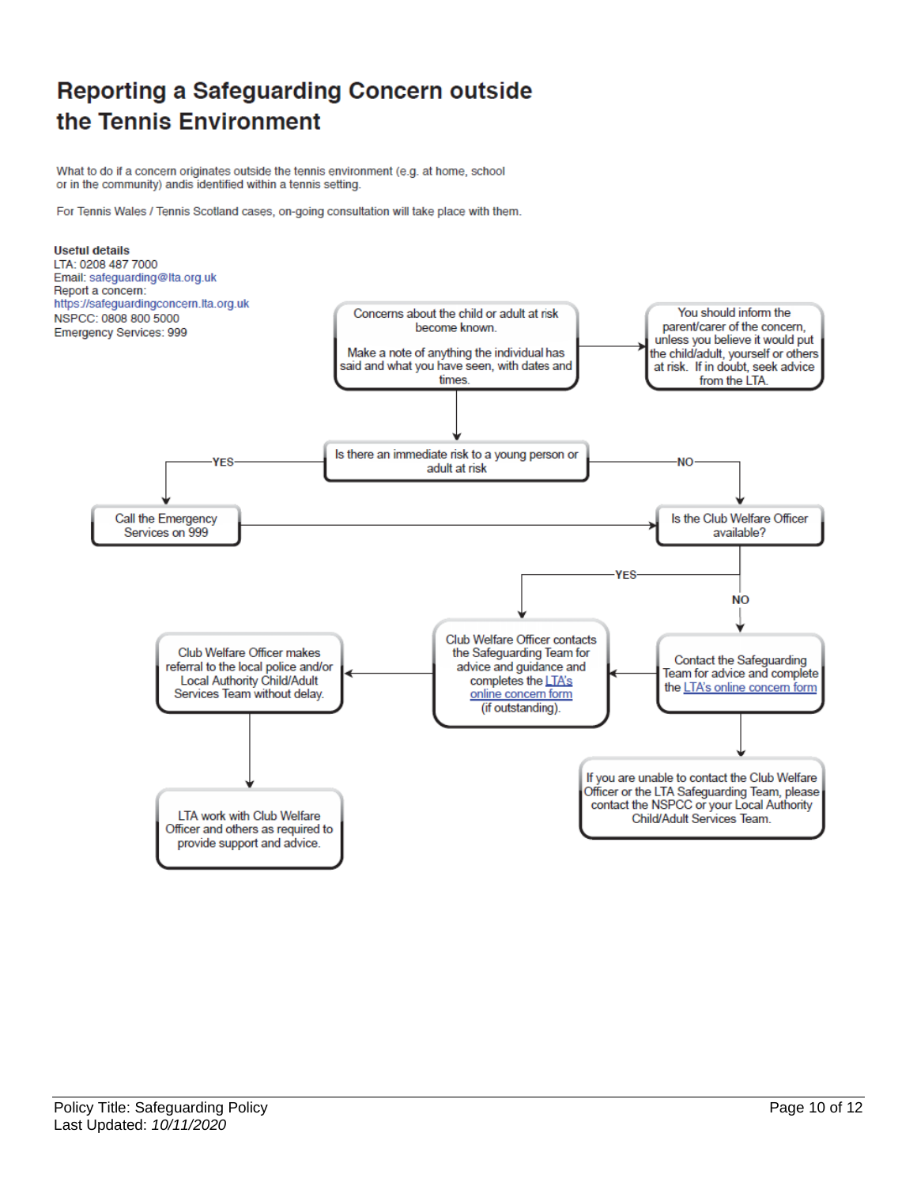# Reporting a Safeguarding Concern outside the Tennis Environment

What to do if a concern originates outside the tennis environment (e.g. at home, school or in the community) andis identified within a tennis setting.

For Tennis Wales / Tennis Scotland cases, on-going consultation will take place with them.

**Useful details**
LTA: 0208 487 7000
Email: safeguarding@lta.org.uk
Report a concern:
https://safeguardingconcern.lta.org.uk
NSPCC: 0808 800 5000
Emergency Services: 999

Concerns about the child or adult at risk become known.

Make a note of anything the individual has said and what you have seen, with dates and times.

→ You should inform the parent/carer of the concern, unless you believe it would put the child/adult, yourself or others at risk. If in doubt, seek advice from the LTA.

Is there an immediate risk to a young person or adult at risk

- YES → Call the Emergency Services on 999 → Is the Club Welfare Officer available?
- NO → Is the Club Welfare Officer available?

Is the Club Welfare Officer available?

- YES → Club Welfare Officer contacts the Safeguarding Team for advice and guidance and completes the LTA's online concern form (if outstanding).
- NO → Contact the Safeguarding Team for advice and complete the LTA's online concern form → Club Welfare Officer contacts the Safeguarding Team for advice and guidance and completes the LTA's online concern form (if outstanding).

Contact the Safeguarding Team for advice and complete the LTA's online concern form → If you are unable to contact the Club Welfare Officer or the LTA Safeguarding Team, please contact the NSPCC or your Local Authority Child/Adult Services Team.

Club Welfare Officer contacts the Safeguarding Team for advice and guidance and completes the LTA's online concern form (if outstanding). → Club Welfare Officer makes referral to the local police and/or Local Authority Child/Adult Services Team without delay. → LTA work with Club Welfare Officer and others as required to provide support and advice.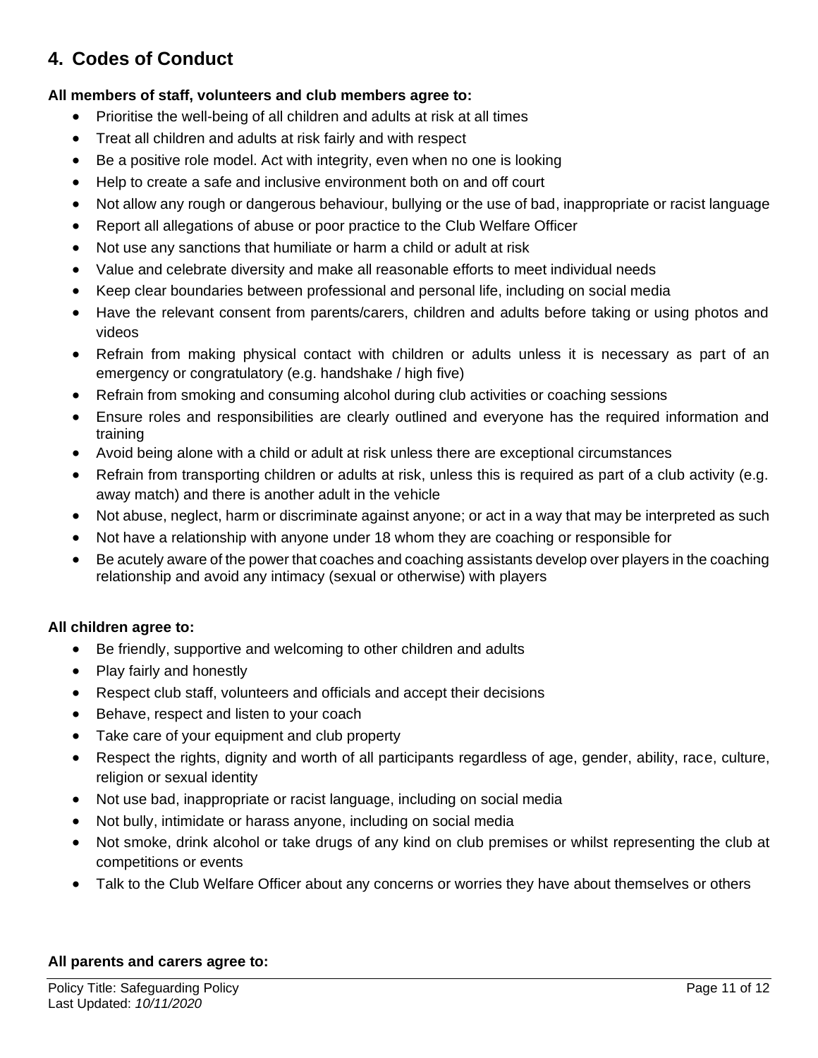## 4. Codes of Conduct

**All members of staff, volunteers and club members agree to:**

- Prioritise the well-being of all children and adults at risk at all times
- Treat all children and adults at risk fairly and with respect
- Be a positive role model. Act with integrity, even when no one is looking
- Help to create a safe and inclusive environment both on and off court
- Not allow any rough or dangerous behaviour, bullying or the use of bad, inappropriate or racist language
- Report all allegations of abuse or poor practice to the Club Welfare Officer
- Not use any sanctions that humiliate or harm a child or adult at risk
- Value and celebrate diversity and make all reasonable efforts to meet individual needs
- Keep clear boundaries between professional and personal life, including on social media
- Have the relevant consent from parents/carers, children and adults before taking or using photos and videos
- Refrain from making physical contact with children or adults unless it is necessary as part of an emergency or congratulatory (e.g. handshake / high five)
- Refrain from smoking and consuming alcohol during club activities or coaching sessions
- Ensure roles and responsibilities are clearly outlined and everyone has the required information and training
- Avoid being alone with a child or adult at risk unless there are exceptional circumstances
- Refrain from transporting children or adults at risk, unless this is required as part of a club activity (e.g. away match) and there is another adult in the vehicle
- Not abuse, neglect, harm or discriminate against anyone; or act in a way that may be interpreted as such
- Not have a relationship with anyone under 18 whom they are coaching or responsible for
- Be acutely aware of the power that coaches and coaching assistants develop over players in the coaching relationship and avoid any intimacy (sexual or otherwise) with players

**All children agree to:**

- Be friendly, supportive and welcoming to other children and adults
- Play fairly and honestly
- Respect club staff, volunteers and officials and accept their decisions
- Behave, respect and listen to your coach
- Take care of your equipment and club property
- Respect the rights, dignity and worth of all participants regardless of age, gender, ability, race, culture, religion or sexual identity
- Not use bad, inappropriate or racist language, including on social media
- Not bully, intimidate or harass anyone, including on social media
- Not smoke, drink alcohol or take drugs of any kind on club premises or whilst representing the club at competitions or events
- Talk to the Club Welfare Officer about any concerns or worries they have about themselves or others

**All parents and carers agree to:**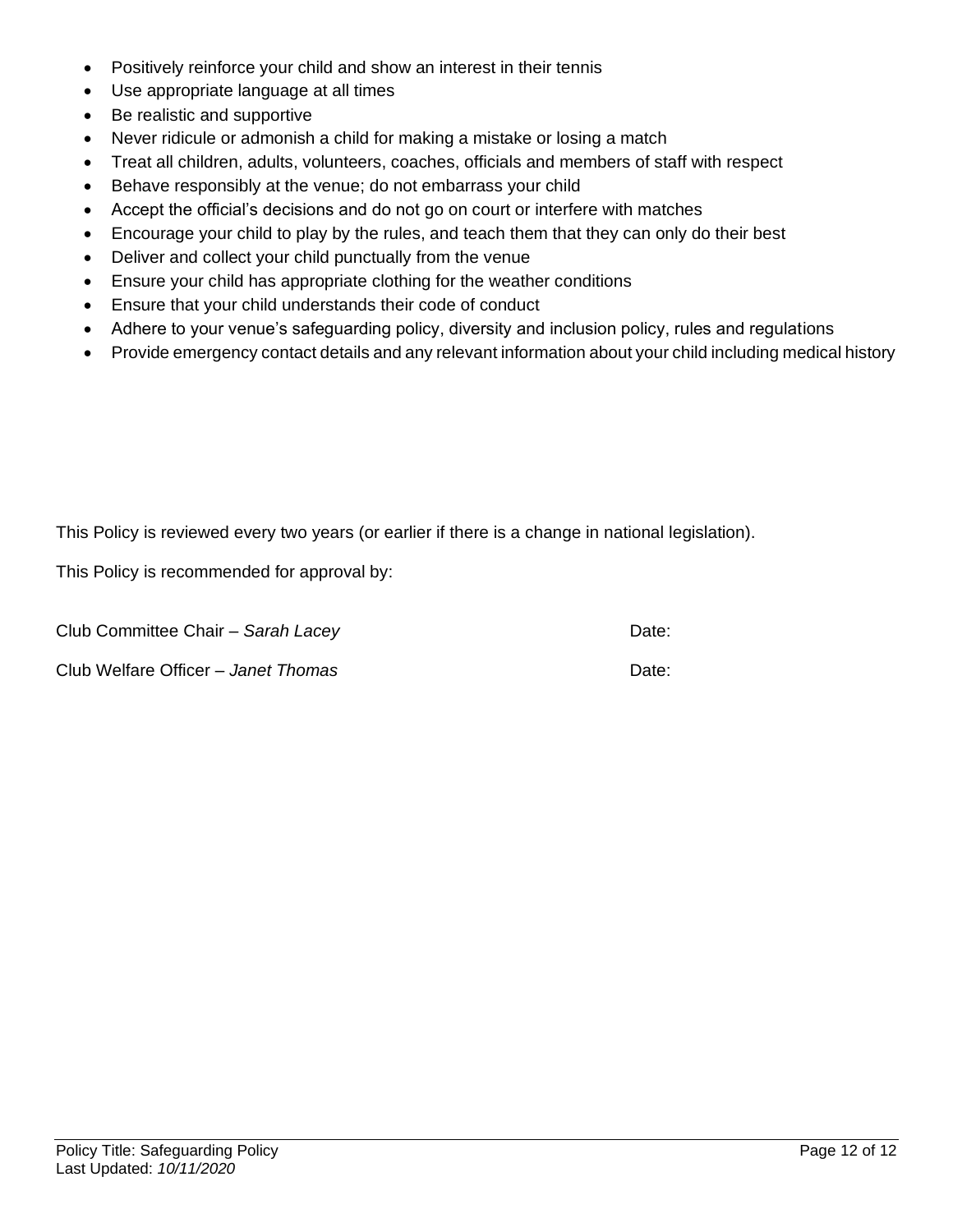- Positively reinforce your child and show an interest in their tennis
- Use appropriate language at all times
- Be realistic and supportive
- Never ridicule or admonish a child for making a mistake or losing a match
- Treat all children, adults, volunteers, coaches, officials and members of staff with respect
- Behave responsibly at the venue; do not embarrass your child
- Accept the official's decisions and do not go on court or interfere with matches
- Encourage your child to play by the rules, and teach them that they can only do their best
- Deliver and collect your child punctually from the venue
- Ensure your child has appropriate clothing for the weather conditions
- Ensure that your child understands their code of conduct
- Adhere to your venue's safeguarding policy, diversity and inclusion policy, rules and regulations
- Provide emergency contact details and any relevant information about your child including medical history

This Policy is reviewed every two years (or earlier if there is a change in national legislation).

This Policy is recommended for approval by:

Club Committee Chair – *Sarah Lacey* Date:

Club Welfare Officer – *Janet Thomas* Date: